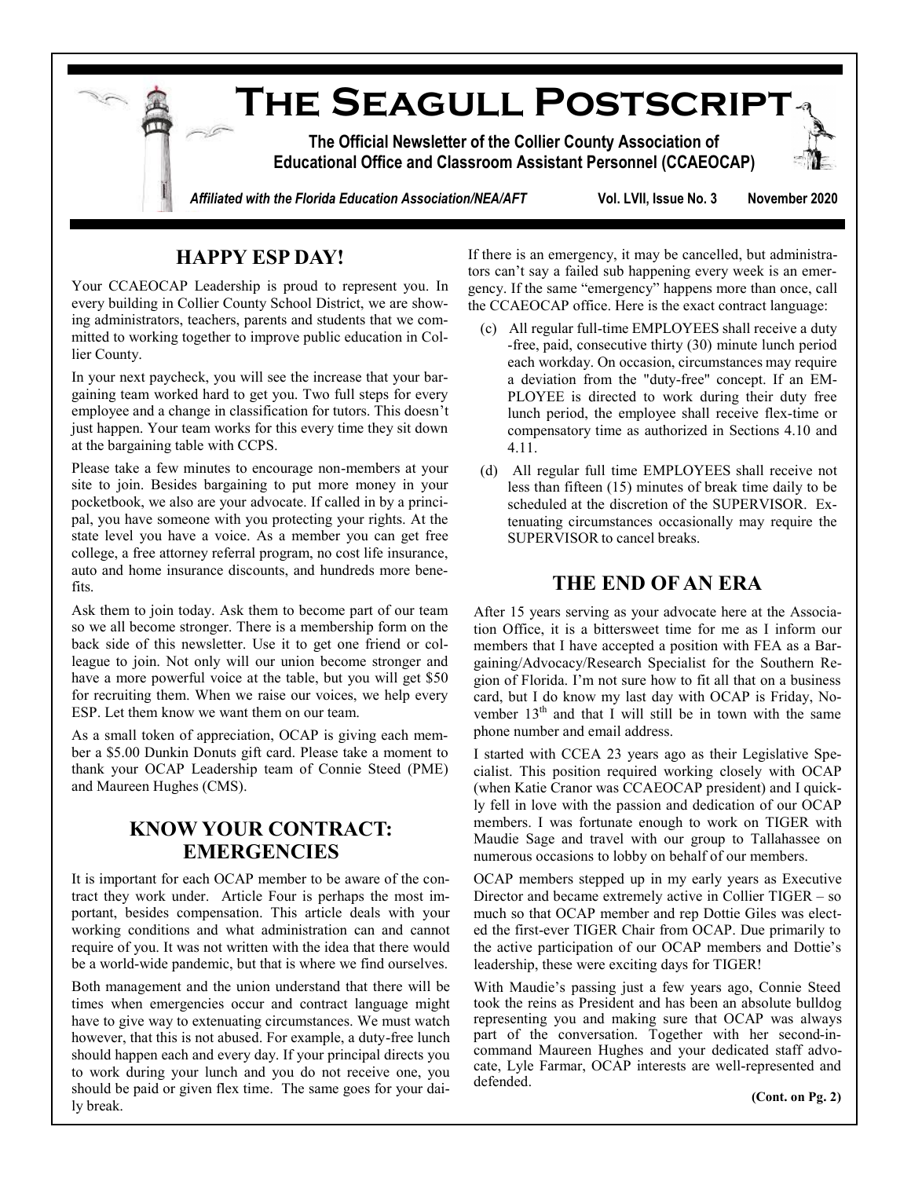# The Seagull Postscript

**The Official Newsletter of the Collier County Association of Educational Office and Classroom Assistant Personnel (CCAEOCAP)**

*Affiliated with the Florida Education Association/NEA/AFT* **Vol. LVII, Issue No. 3 November 2020**

## HAPPY ESP DAY!

Your CCAEOCAP Leadership is proud to represent you. In every building in Collier County School District, we are showing administrators, teachers, parents and students that we committed to working together to improve public education in Collier County.

In your next paycheck, you will see the increase that your bargaining team worked hard to get you. Two full steps for every employee and a change in classification for tutors. This doesn't just happen. Your team works for this every time they sit down at the bargaining table with CCPS.

Please take a few minutes to encourage non-members at your site to join. Besides bargaining to put more money in your pocketbook, we also are your advocate. If called in by a principal, you have someone with you protecting your rights. At the state level you have a voice. As a member you can get free college, a free attorney referral program, no cost life insurance, auto and home insurance discounts, and hundreds more benefits.

Ask them to join today. Ask them to become part of our team so we all become stronger. There is a membership form on the back side of this newsletter. Use it to get one friend or colleague to join. Not only will our union become stronger and have a more powerful voice at the table, but you will get $50 for recruiting them. When we raise our voices, we help every ESP. Let them know we want them on our team.

As a small token of appreciation, OCAP is giving each member a $5.00 Dunkin Donuts gift card. Please take a moment to thank your OCAP Leadership team of Connie Steed (PME) and Maureen Hughes (CMS).

## KNOW YOUR CONTRACT: EMERGENCIES

It is important for each OCAP member to be aware of the contract they work under. Article Four is perhaps the most important, besides compensation. This article deals with your working conditions and what administration can and cannot require of you. It was not written with the idea that there would be a world-wide pandemic, but that is where we find ourselves.

Both management and the union understand that there will be times when emergencies occur and contract language might have to give way to extenuating circumstances. We must watch however, that this is not abused. For example, a duty-free lunch should happen each and every day. If your principal directs you to work during your lunch and you do not receive one, you should be paid or given flex time. The same goes for your daily break.

If there is an emergency, it may be cancelled, but administrators can't say a failed sub happening every week is an emergency. If the same "emergency" happens more than once, call the CCAEOCAP office. Here is the exact contract language:

(c) All regular full-time EMPLOYEES shall receive a duty-free, paid, consecutive thirty (30) minute lunch period each workday. On occasion, circumstances may require a deviation from the "duty-free" concept. If an EMPLOYEE is directed to work during their duty free lunch period, the employee shall receive flex-time or compensatory time as authorized in Sections 4.10 and 4.11.

(d) All regular full time EMPLOYEES shall receive not less than fifteen (15) minutes of break time daily to be scheduled at the discretion of the SUPERVISOR. Extenuating circumstances occasionally may require the SUPERVISOR to cancel breaks.

## THE END OF AN ERA

After 15 years serving as your advocate here at the Association Office, it is a bittersweet time for me as I inform our members that I have accepted a position with FEA as a Bargaining/Advocacy/Research Specialist for the Southern Region of Florida. I'm not sure how to fit all that on a business card, but I do know my last day with OCAP is Friday, November 13th and that I will still be in town with the same phone number and email address.

I started with CCEA 23 years ago as their Legislative Specialist. This position required working closely with OCAP (when Katie Cranor was CCAEOCAP president) and I quickly fell in love with the passion and dedication of our OCAP members. I was fortunate enough to work on TIGER with Maudie Sage and travel with our group to Tallahassee on numerous occasions to lobby on behalf of our members.

OCAP members stepped up in my early years as Executive Director and became extremely active in Collier TIGER – so much so that OCAP member and rep Dottie Giles was elected the first-ever TIGER Chair from OCAP. Due primarily to the active participation of our OCAP members and Dottie's leadership, these were exciting days for TIGER!

With Maudie's passing just a few years ago, Connie Steed took the reins as President and has been an absolute bulldog representing you and making sure that OCAP was always part of the conversation. Together with her second-in-command Maureen Hughes and your dedicated staff advocate, Lyle Farmar, OCAP interests are well-represented and defended.

**(Cont. on Pg. 2)**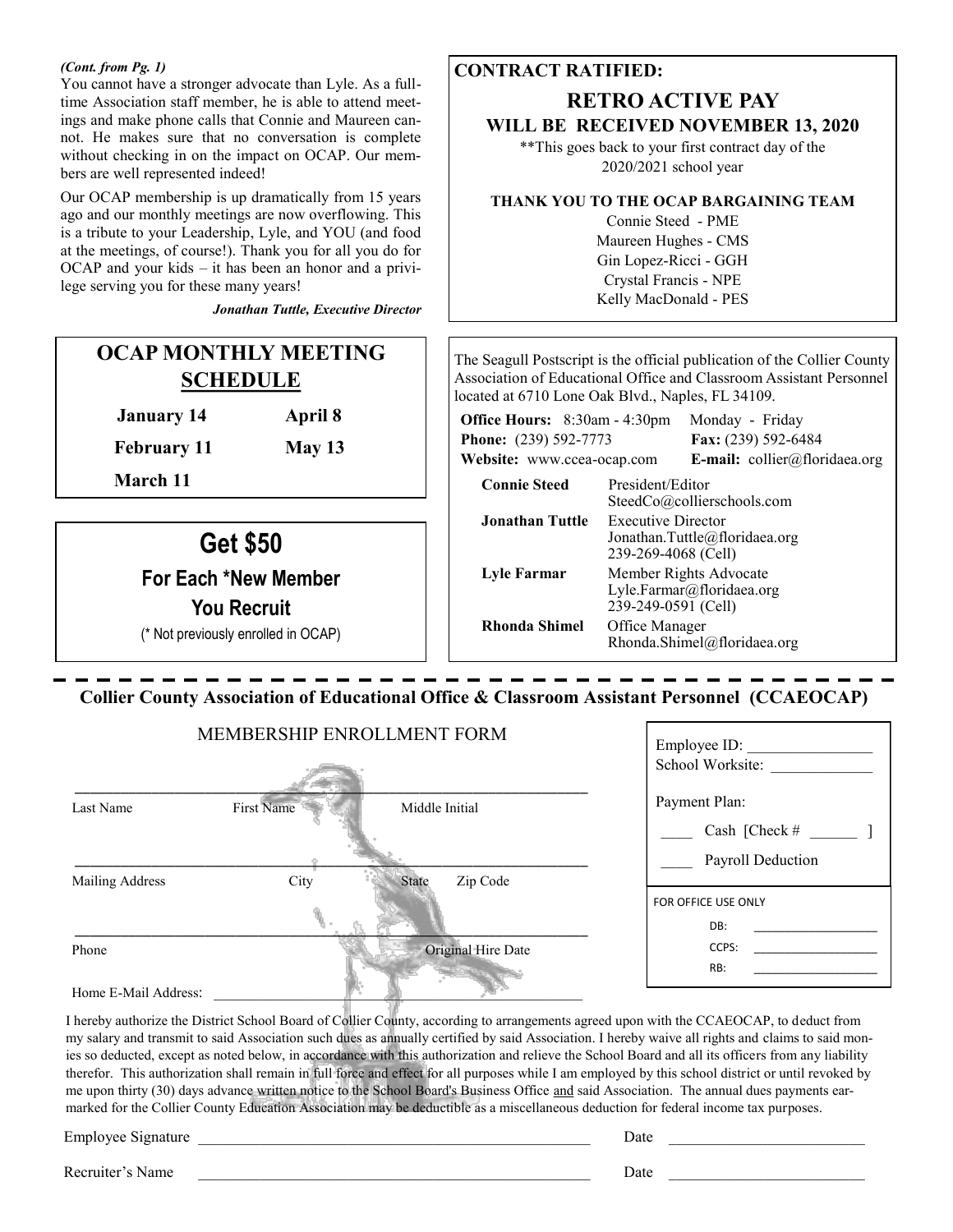*(Cont. from Pg. 1)*

You cannot have a stronger advocate than Lyle. As a full-time Association staff member, he is able to attend meetings and make phone calls that Connie and Maureen cannot. He makes sure that no conversation is complete without checking in on the impact on OCAP. Our members are well represented indeed!

Our OCAP membership is up dramatically from 15 years ago and our monthly meetings are now overflowing. This is a tribute to your Leadership, Lyle, and YOU (and food at the meetings, of course!). Thank you for all you do for OCAP and your kids – it has been an honor and a privilege serving you for these many years!

***Jonathan Tuttle, Executive Director***

## OCAP MONTHLY MEETING SCHEDULE

| | |
|---|---|
| **January 14** | **April 8** |
| **February 11** | **May 13** |
| **March 11** | |

## Get $50

### For Each *New Member You Recruit

(* Not previously enrolled in OCAP)

**CONTRACT RATIFIED:**

## RETRO ACTIVE PAY

### WILL BE RECEIVED NOVEMBER 13, 2020

**This goes back to your first contract day of the 2020/2021 school year

**THANK YOU TO THE OCAP BARGAINING TEAM**

Connie Steed - PME
Maureen Hughes - CMS
Gin Lopez-Ricci - GGH
Crystal Francis - NPE
Kelly MacDonald - PES

The Seagull Postscript is the official publication of the Collier County Association of Educational Office and Classroom Assistant Personnel located at 6710 Lone Oak Blvd., Naples, FL 34109.

**Office Hours:** 8:30am - 4:30pm Monday - Friday
**Phone:** (239) 592-7773 **Fax:** (239) 592-6484
**Website:** www.ccea-ocap.com **E-mail:** collier@floridaea.org

| | |
|---|---|
| **Connie Steed** | President/Editor SteedCo@collierschools.com |
| **Jonathan Tuttle** | Executive Director Jonathan.Tuttle@floridaea.org 239-269-4068 (Cell) |
| **Lyle Farmar** | Member Rights Advocate Lyle.Farmar@floridaea.org 239-249-0591 (Cell) |
| **Rhonda Shimel** | Office Manager Rhonda.Shimel@floridaea.org |

**Collier County Association of Educational Office & Classroom Assistant Personnel (CCAEOCAP)**

MEMBERSHIP ENROLLMENT FORM

Last Name _______ First Name _______ Middle Initial _______

Mailing Address _______ City _______ State _______ Zip Code _______

Phone _______ Original Hire Date _______

Home E-Mail Address: _______

Employee ID: _______
School Worksite: _______

Payment Plan:

____ Cash [Check # ______ ]

____ Payroll Deduction

FOR OFFICE USE ONLY

DB: _______
CCPS: _______
RB: _______

I hereby authorize the District School Board of Collier County, according to arrangements agreed upon with the CCAEOCAP, to deduct from my salary and transmit to said Association such dues as annually certified by said Association. I hereby waive all rights and claims to said monies so deducted, except as noted below, in accordance with this authorization and relieve the School Board and all its officers from any liability therefor. This authorization shall remain in full force and effect for all purposes while I am employed by this school district or until revoked by me upon thirty (30) days advance written notice to the School Board's Business Office and said Association. The annual dues payments earmarked for the Collier County Education Association may be deductible as a miscellaneous deduction for federal income tax purposes.

Employee Signature _______ Date _______

Recruiter's Name _______ Date _______